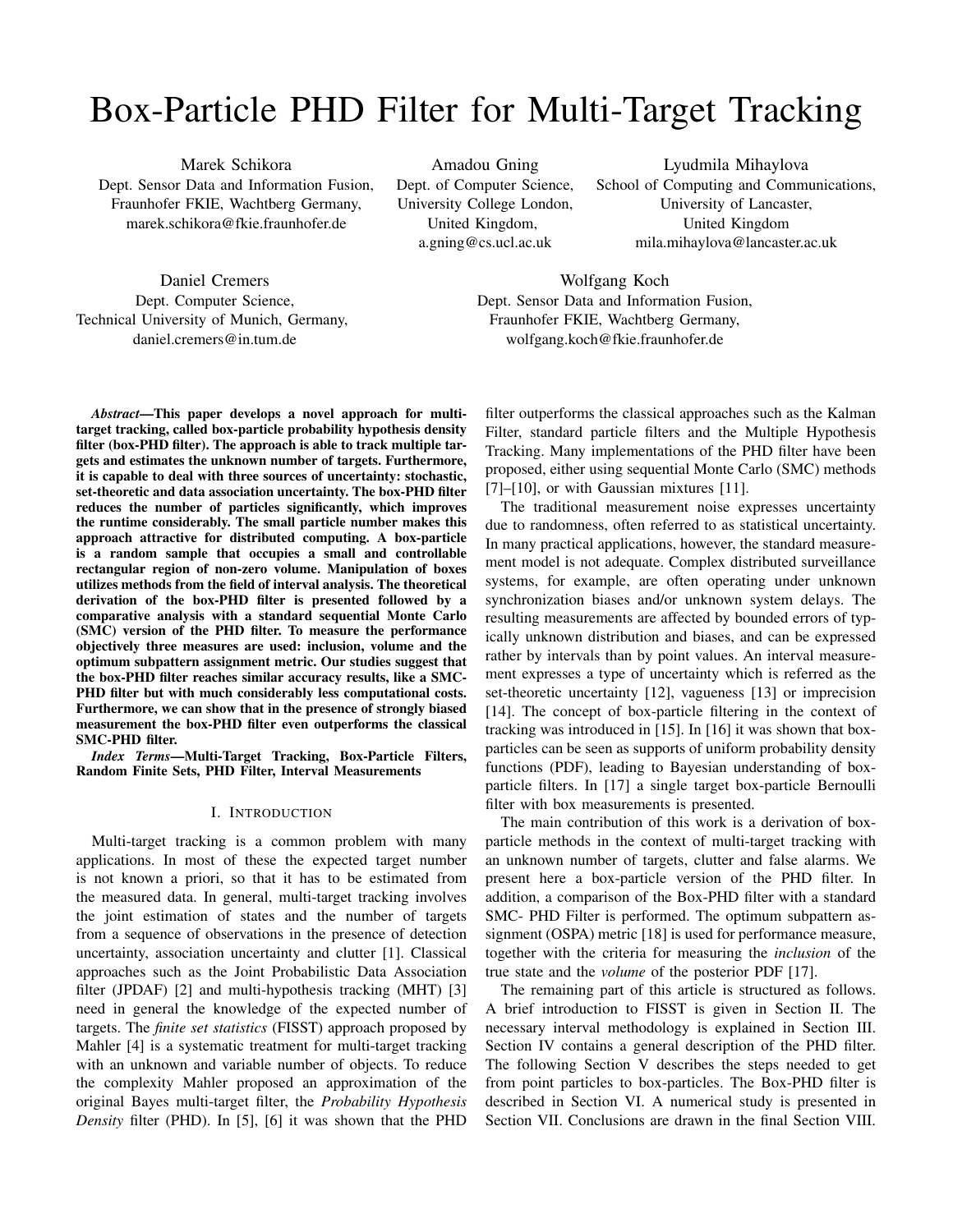# Box-Particle PHD Filter for Multi-Target Tracking

Marek Schikora
Dept. Sensor Data and Information Fusion,
Fraunhofer FKIE, Wachtberg Germany,
marek.schikora@fkie.fraunhofer.de

Amadou Gning
Dept. of Computer Science,
University College London,
United Kingdom,
a.gning@cs.ucl.ac.uk

Lyudmila Mihaylova
School of Computing and Communications,
University of Lancaster,
United Kingdom
mila.mihaylova@lancaster.ac.uk

Daniel Cremers
Dept. Computer Science,
Technical University of Munich, Germany,
daniel.cremers@in.tum.de

Wolfgang Koch
Dept. Sensor Data and Information Fusion,
Fraunhofer FKIE, Wachtberg Germany,
wolfgang.koch@fkie.fraunhofer.de

***Abstract*—This paper develops a novel approach for multi-target tracking, called box-particle probability hypothesis density filter (box-PHD filter). The approach is able to track multiple targets and estimates the unknown number of targets. Furthermore, it is capable to deal with three sources of uncertainty: stochastic, set-theoretic and data association uncertainty. The box-PHD filter reduces the number of particles significantly, which improves the runtime considerably. The small particle number makes this approach attractive for distributed computing. A box-particle is a random sample that occupies a small and controllable rectangular region of non-zero volume. Manipulation of boxes utilizes methods from the field of interval analysis. The theoretical derivation of the box-PHD filter is presented followed by a comparative analysis with a standard sequential Monte Carlo (SMC) version of the PHD filter. To measure the performance objectively three measures are used: inclusion, volume and the optimum subpattern assignment metric. Our studies suggest that the box-PHD filter reaches similar accuracy results, like a SMC-PHD filter but with much considerably less computational costs. Furthermore, we can show that in the presence of strongly biased measurement the box-PHD filter even outperforms the classical SMC-PHD filter.**

***Index Terms*—Multi-Target Tracking, Box-Particle Filters, Random Finite Sets, PHD Filter, Interval Measurements**

## I. Introduction

Multi-target tracking is a common problem with many applications. In most of these the expected target number is not known a priori, so that it has to be estimated from the measured data. In general, multi-target tracking involves the joint estimation of states and the number of targets from a sequence of observations in the presence of detection uncertainty, association uncertainty and clutter [1]. Classical approaches such as the Joint Probabilistic Data Association filter (JPDAF) [2] and multi-hypothesis tracking (MHT) [3] need in general the knowledge of the expected number of targets. The *finite set statistics* (FISST) approach proposed by Mahler [4] is a systematic treatment for multi-target tracking with an unknown and variable number of objects. To reduce the complexity Mahler proposed an approximation of the original Bayes multi-target filter, the *Probability Hypothesis Density* filter (PHD). In [5], [6] it was shown that the PHD filter outperforms the classical approaches such as the Kalman Filter, standard particle filters and the Multiple Hypothesis Tracking. Many implementations of the PHD filter have been proposed, either using sequential Monte Carlo (SMC) methods [7]–[10], or with Gaussian mixtures [11].

The traditional measurement noise expresses uncertainty due to randomness, often referred to as statistical uncertainty. In many practical applications, however, the standard measurement model is not adequate. Complex distributed surveillance systems, for example, are often operating under unknown synchronization biases and/or unknown system delays. The resulting measurements are affected by bounded errors of typically unknown distribution and biases, and can be expressed rather by intervals than by point values. An interval measurement expresses a type of uncertainty which is referred as the set-theoretic uncertainty [12], vagueness [13] or imprecision [14]. The concept of box-particle filtering in the context of tracking was introduced in [15]. In [16] it was shown that box-particles can be seen as supports of uniform probability density functions (PDF), leading to Bayesian understanding of box-particle filters. In [17] a single target box-particle Bernoulli filter with box measurements is presented.

The main contribution of this work is a derivation of box-particle methods in the context of multi-target tracking with an unknown number of targets, clutter and false alarms. We present here a box-particle version of the PHD filter. In addition, a comparison of the Box-PHD filter with a standard SMC- PHD Filter is performed. The optimum subpattern assignment (OSPA) metric [18] is used for performance measure, together with the criteria for measuring the *inclusion* of the true state and the *volume* of the posterior PDF [17].

The remaining part of this article is structured as follows. A brief introduction to FISST is given in Section II. The necessary interval methodology is explained in Section III. Section IV contains a general description of the PHD filter. The following Section V describes the steps needed to get from point particles to box-particles. The Box-PHD filter is described in Section VI. A numerical study is presented in Section VII. Conclusions are drawn in the final Section VIII.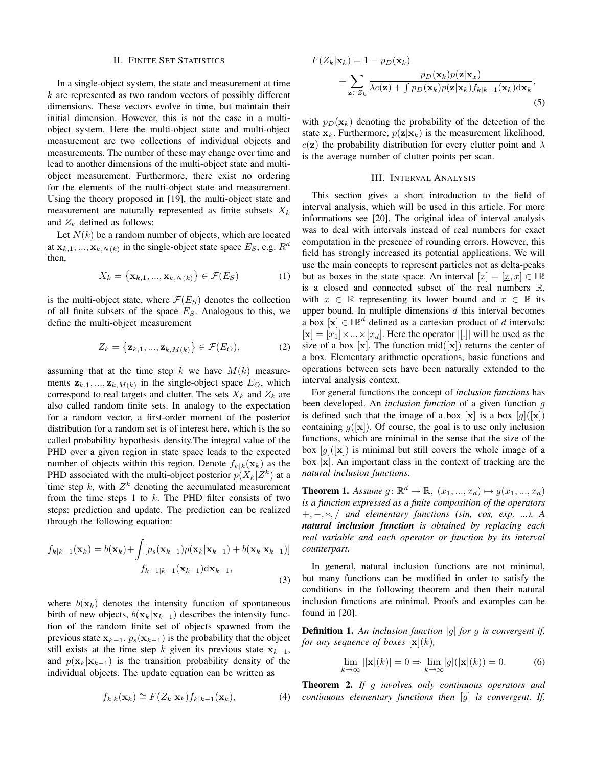## II. Finite Set Statistics

In a single-object system, the state and measurement at time $k$ are represented as two random vectors of possibly different dimensions. These vectors evolve in time, but maintain their initial dimension. However, this is not the case in a multi-object system. Here the multi-object state and multi-object measurement are two collections of individual objects and measurements. The number of these may change over time and lead to another dimensions of the multi-object state and multi-object measurement. Furthermore, there exist no ordering for the elements of the multi-object state and measurement. Using the theory proposed in [19], the multi-object state and measurement are naturally represented as finite subsets $X_k$ and $Z_k$ defined as follows:

Let $N(k)$ be a random number of objects, which are located at $\mathbf{x}_{k,1}, ..., \mathbf{x}_{k,N(k)}$ in the single-object state space $E_S$, e.g. $R^d$ then,

$$X_k = \{\mathbf{x}_{k,1}, ..., \mathbf{x}_{k,N(k)}\} \in \mathcal{F}(E_S) \tag{1}$$

is the multi-object state, where $\mathcal{F}(E_S)$ denotes the collection of all finite subsets of the space $E_S$. Analogous to this, we define the multi-object measurement

$$Z_k = \{\mathbf{z}_{k,1}, ..., \mathbf{z}_{k,M(k)}\} \in \mathcal{F}(E_O), \tag{2}$$

assuming that at the time step $k$ we have $M(k)$ measurements $\mathbf{z}_{k,1}, ..., \mathbf{z}_{k,M(k)}$ in the single-object space $E_O$, which correspond to real targets and clutter. The sets $X_k$ and $Z_k$ are also called random finite sets. In analogy to the expectation for a random vector, a first-order moment of the posterior distribution for a random set is of interest here, which is the so called probability hypothesis density.The integral value of the PHD over a given region in state space leads to the expected number of objects within this region. Denote $f_{k|k}(\mathbf{x}_k)$ as the PHD associated with the multi-object posterior $p(X_k|Z^k)$ at a time step $k$, with $Z^k$ denoting the accumulated measurement from the time steps 1 to $k$. The PHD filter consists of two steps: prediction and update. The prediction can be realized through the following equation:

$$f_{k|k-1}(\mathbf{x}_k) = b(\mathbf{x}_k) + \int [p_s(\mathbf{x}_{k-1})p(\mathbf{x}_k|\mathbf{x}_{k-1}) + b(\mathbf{x}_k|\mathbf{x}_{k-1})] \, f_{k-1|k-1}(\mathbf{x}_{k-1})\mathrm{d}\mathbf{x}_{k-1}, \tag{3}$$

where $b(\mathbf{x}_k)$ denotes the intensity function of spontaneous birth of new objects, $b(\mathbf{x}_k|\mathbf{x}_{k-1})$ describes the intensity function of the random finite set of objects spawned from the previous state $\mathbf{x}_{k-1}$. $p_s(\mathbf{x}_{k-1})$ is the probability that the object still exists at the time step $k$ given its previous state $\mathbf{x}_{k-1}$, and $p(\mathbf{x}_k|\mathbf{x}_{k-1})$ is the transition probability density of the individual objects. The update equation can be written as

$$f_{k|k}(\mathbf{x}_k) \cong F(Z_k|\mathbf{x}_k) f_{k|k-1}(\mathbf{x}_k), \tag{4}$$

$$F(Z_k|\mathbf{x}_k) = 1 - p_D(\mathbf{x}_k) + \sum_{\mathbf{z} \in Z_k} \frac{p_D(\mathbf{x}_k)p(\mathbf{z}|\mathbf{x}_x)}{\lambda c(\mathbf{z}) + \int p_D(\mathbf{x}_k)p(\mathbf{z}|\mathbf{x}_k)f_{k|k-1}(\mathbf{x}_k)\mathrm{d}\mathbf{x}_k}, \tag{5}$$

with $p_D(\mathbf{x}_k)$ denoting the probability of the detection of the state $\mathbf{x}_k$. Furthermore, $p(\mathbf{z}|\mathbf{x}_k)$ is the measurement likelihood, $c(\mathbf{z})$ the probability distribution for every clutter point and $\lambda$ is the average number of clutter points per scan.

## III. Interval Analysis

This section gives a short introduction to the field of interval analysis, which will be used in this article. For more informations see [20]. The original idea of interval analysis was to deal with intervals instead of real numbers for exact computation in the presence of rounding errors. However, this field has strongly increased its potential applications. We will use the main concepts to represent particles not as delta-peaks but as boxes in the state space. An interval $[x] = [\underline{x}, \overline{x}] \in \mathbb{IR}$ is a closed and connected subset of the real numbers $\mathbb{R}$, with $\underline{x} \in \mathbb{R}$ representing its lower bound and $\overline{x} \in \mathbb{R}$ its upper bound. In multiple dimensions $d$ this interval becomes a box $[\mathbf{x}] \in \mathbb{IR}^d$ defined as a cartesian product of $d$ intervals: $[\mathbf{x}] = [x_1] \times ... \times [x_d]$. Here the operator $|[.]|$ will be used as the size of a box $[\mathbf{x}]$. The function $\mathrm{mid}([\mathbf{x}])$ returns the center of a box. Elementary arithmetic operations, basic functions and operations between sets have been naturally extended to the interval analysis context.

For general functions the concept of *inclusion functions* has been developed. An *inclusion function* of a given function $g$ is defined such that the image of a box $[\mathbf{x}]$ is a box $[g]([\mathbf{x}])$ containing $g([\mathbf{x}])$. Of course, the goal is to use only inclusion functions, which are minimal in the sense that the size of the box $[g]([\mathbf{x}])$ is minimal but still covers the whole image of a box $[\mathbf{x}]$. An important class in the context of tracking are the *natural inclusion functions*.

**Theorem 1.** *Assume $g\colon \mathbb{R}^d \to \mathbb{R}$, $(x_1, ..., x_d) \mapsto g(x_1, ..., x_d)$ is a function expressed as a finite composition of the operators $+, -, *, /$ and elementary functions (sin, cos, exp, ...). A **natural inclusion function** is obtained by replacing each real variable and each operator or function by its interval counterpart.*

In general, natural inclusion functions are not minimal, but many functions can be modified in order to satisfy the conditions in the following theorem and then their natural inclusion functions are minimal. Proofs and examples can be found in [20].

**Definition 1.** *An inclusion function $[g]$ for $g$ is convergent if, for any sequence of boxes $[\mathbf{x}](k)$,*

$$\lim_{k\to\infty} |[\mathbf{x}](k)| = 0 \Rightarrow \lim_{k\to\infty} [g]([\mathbf{x}](k)) = 0. \tag{6}$$

**Theorem 2.** *If $g$ involves only continuous operators and continuous elementary functions then $[g]$ is convergent. If,*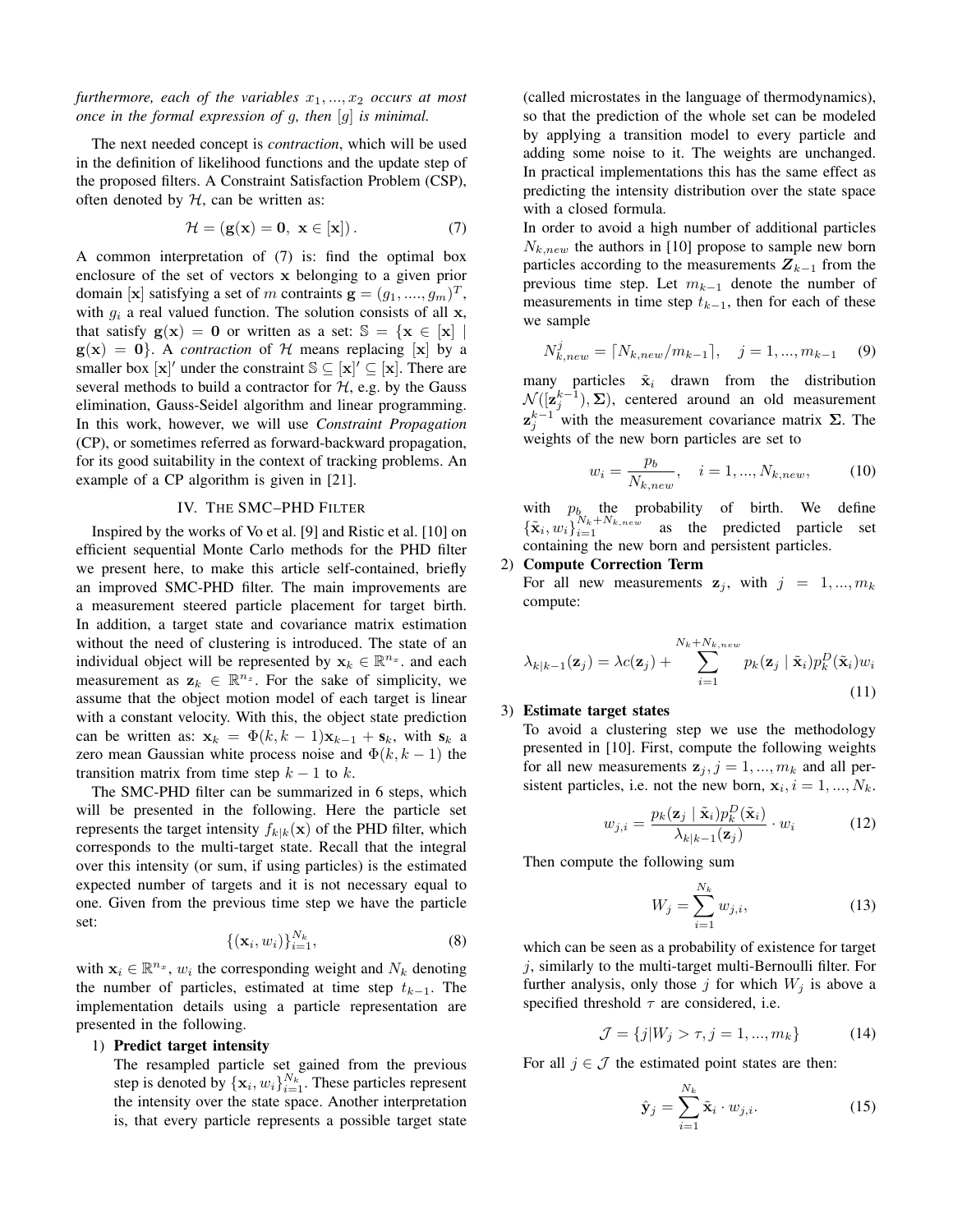*furthermore, each of the variables $x_1, ..., x_2$ occurs at most once in the formal expression of $g$, then $[g]$ is minimal.*

The next needed concept is *contraction*, which will be used in the definition of likelihood functions and the update step of the proposed filters. A Constraint Satisfaction Problem (CSP), often denoted by $\mathcal{H}$, can be written as:

$$\mathcal{H} = (\mathbf{g}(\mathbf{x}) = \mathbf{0},\ \mathbf{x} \in [\mathbf{x}]). \tag{7}$$

A common interpretation of (7) is: find the optimal box enclosure of the set of vectors $\mathbf{x}$ belonging to a given prior domain $[\mathbf{x}]$ satisfying a set of $m$ contraints $\mathbf{g} = (g_1, ...., g_m)^T$, with $g_i$ a real valued function. The solution consists of all $\mathbf{x}$, that satisfy $\mathbf{g}(\mathbf{x}) = \mathbf{0}$ or written as a set: $\mathbb{S} = \{\mathbf{x} \in [\mathbf{x}] \mid \mathbf{g}(\mathbf{x}) = \mathbf{0}\}$. A *contraction* of $\mathcal{H}$ means replacing $[\mathbf{x}]$ by a smaller box $[\mathbf{x}]'$ under the constraint $\mathbb{S} \subseteq [\mathbf{x}]' \subseteq [\mathbf{x}]$. There are several methods to build a contractor for $\mathcal{H}$, e.g. by the Gauss elimination, Gauss-Seidel algorithm and linear programming. In this work, however, we will use *Constraint Propagation* (CP), or sometimes referred as forward-backward propagation, for its good suitability in the context of tracking problems. An example of a CP algorithm is given in [21].

## IV. The SMC–PHD Filter

Inspired by the works of Vo et al. [9] and Ristic et al. [10] on efficient sequential Monte Carlo methods for the PHD filter we present here, to make this article self-contained, briefly an improved SMC-PHD filter. The main improvements are a measurement steered particle placement for target birth. In addition, a target state and covariance matrix estimation without the need of clustering is introduced. The state of an individual object will be represented by $\mathbf{x}_k \in \mathbb{R}^{n_x}$. and each measurement as $\mathbf{z}_k \in \mathbb{R}^{n_z}$. For the sake of simplicity, we assume that the object motion model of each target is linear with a constant velocity. With this, the object state prediction can be written as: $\mathbf{x}_k = \Phi(k, k-1)\mathbf{x}_{k-1} + \mathbf{s}_k$, with $\mathbf{s}_k$ a zero mean Gaussian white process noise and $\Phi(k, k-1)$ the transition matrix from time step $k-1$ to $k$.

The SMC-PHD filter can be summarized in 6 steps, which will be presented in the following. Here the particle set represents the target intensity $f_{k|k}(\mathbf{x})$ of the PHD filter, which corresponds to the multi-target state. Recall that the integral over this intensity (or sum, if using particles) is the estimated expected number of targets and it is not necessary equal to one. Given from the previous time step we have the particle set:

$$\{(\mathbf{x}_i, w_i)\}_{i=1}^{N_k}, \tag{8}$$

with $\mathbf{x}_i \in \mathbb{R}^{n_x}$, $w_i$ the corresponding weight and $N_k$ denoting the number of particles, estimated at time step $t_{k-1}$. The implementation details using a particle representation are presented in the following.

1) **Predict target intensity**
   The resampled particle set gained from the previous step is denoted by $\{\mathbf{x}_i, w_i\}_{i=1}^{N_k}$. These particles represent the intensity over the state space. Another interpretation is, that every particle represents a possible target state (called microstates in the language of thermodynamics), so that the prediction of the whole set can be modeled by applying a transition model to every particle and adding some noise to it. The weights are unchanged. In practical implementations this has the same effect as predicting the intensity distribution over the state space with a closed formula.
   In order to avoid a high number of additional particles $N_{k,new}$ the authors in [10] propose to sample new born particles according to the measurements $\boldsymbol{Z}_{k-1}$ from the previous time step. Let $m_{k-1}$ denote the number of measurements in time step $t_{k-1}$, then for each of these we sample

   $$N_{k,new}^j = \lceil N_{k,new}/m_{k-1} \rceil, \quad j = 1, ..., m_{k-1} \tag{9}$$

   many particles $\tilde{\mathbf{x}}_i$ drawn from the distribution $\mathcal{N}([\mathbf{z}_j^{k-1}), \boldsymbol{\Sigma})$, centered around an old measurement $\mathbf{z}_j^{k-1}$ with the measurement covariance matrix $\boldsymbol{\Sigma}$. The weights of the new born particles are set to

   $$w_i = \frac{p_b}{N_{k,new}}, \quad i = 1, ..., N_{k,new}, \tag{10}$$

   with $p_b$ the probability of birth. We define $\{\tilde{\mathbf{x}}_i, w_i\}_{i=1}^{N_k + N_{k,new}}$ as the predicted particle set containing the new born and persistent particles.

2) **Compute Correction Term**
   For all new measurements $\mathbf{z}_j$, with $j = 1, ..., m_k$ compute:

   $$\lambda_{k|k-1}(\mathbf{z}_j) = \lambda c(\mathbf{z}_j) + \sum_{i=1}^{N_k + N_{k,new}} p_k(\mathbf{z}_j \mid \tilde{\mathbf{x}}_i) p_k^D(\tilde{\mathbf{x}}_i) w_i \tag{11}$$

3) **Estimate target states**
   To avoid a clustering step we use the methodology presented in [10]. First, compute the following weights for all new measurements $\mathbf{z}_j, j = 1, ..., m_k$ and all persistent particles, i.e. not the new born, $\mathbf{x}_i, i = 1, ..., N_k$.

   $$w_{j,i} = \frac{p_k(\mathbf{z}_j \mid \tilde{\mathbf{x}}_i) p_k^D(\tilde{\mathbf{x}}_i)}{\lambda_{k|k-1}(\mathbf{z}_j)} \cdot w_i \tag{12}$$

   Then compute the following sum

   $$W_j = \sum_{i=1}^{N_k} w_{j,i}, \tag{13}$$

   which can be seen as a probability of existence for target $j$, similarly to the multi-target multi-Bernoulli filter. For further analysis, only those $j$ for which $W_j$ is above a specified threshold $\tau$ are considered, i.e.

   $$\mathcal{J} = \{j | W_j > \tau, j = 1, ..., m_k\} \tag{14}$$

   For all $j \in \mathcal{J}$ the estimated point states are then:

   $$\hat{\mathbf{y}}_j = \sum_{i=1}^{N_k} \tilde{\mathbf{x}}_i \cdot w_{j,i}. \tag{15}$$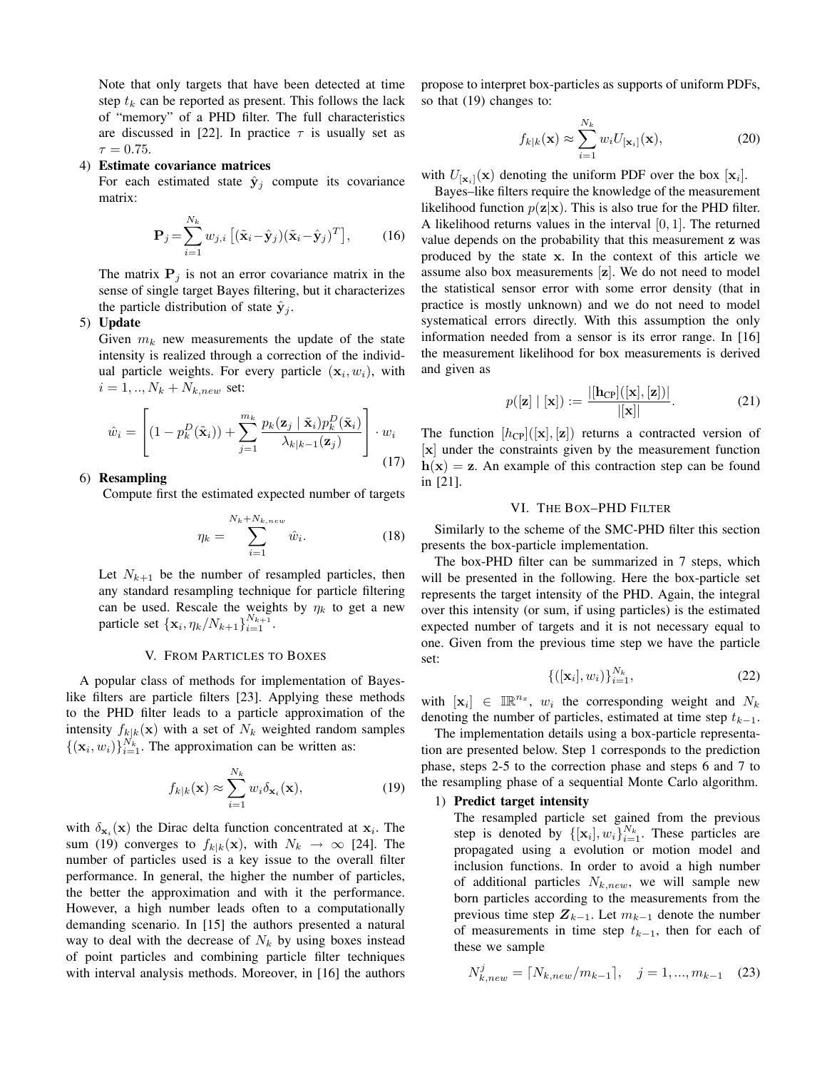Note that only targets that have been detected at time step $t_k$ can be reported as present. This follows the lack of "memory" of a PHD filter. The full characteristics are discussed in [22]. In practice $\tau$ is usually set as $\tau = 0.75$.

4) **Estimate covariance matrices**
   For each estimated state $\hat{\mathbf{y}}_j$ compute its covariance matrix:

$$\mathbf{P}_j = \sum_{i=1}^{N_k} w_{j,i} \left[ (\tilde{\mathbf{x}}_i - \hat{\mathbf{y}}_j)(\tilde{\mathbf{x}}_i - \hat{\mathbf{y}}_j)^T \right], \tag{16}$$

   The matrix $\mathbf{P}_j$ is not an error covariance matrix in the sense of single target Bayes filtering, but it characterizes the particle distribution of state $\hat{\mathbf{y}}_j$.

5) **Update**
   Given $m_k$ new measurements the update of the state intensity is realized through a correction of the individual particle weights. For every particle $(\mathbf{x}_i, w_i)$, with $i = 1, .., N_k + N_{k,new}$ set:

$$\hat{w}_i = \left[ (1 - p_k^D(\tilde{\mathbf{x}}_i)) + \sum_{j=1}^{m_k} \frac{p_k(\mathbf{z}_j \mid \tilde{\mathbf{x}}_i) p_k^D(\tilde{\mathbf{x}}_i)}{\lambda_{k|k-1}(\mathbf{z}_j)} \right] \cdot w_i \tag{17}$$

6) **Resampling**
   Compute first the estimated expected number of targets

$$\eta_k = \sum_{i=1}^{N_k + N_{k,new}} \hat{w}_i. \tag{18}$$

   Let $N_{k+1}$ be the number of resampled particles, then any standard resampling technique for particle filtering can be used. Rescale the weights by $\eta_k$ to get a new particle set $\{\mathbf{x}_i, \eta_k / N_{k+1}\}_{i=1}^{N_{k+1}}$.

## V. From Particles to Boxes

A popular class of methods for implementation of Bayes-like filters are particle filters [23]. Applying these methods to the PHD filter leads to a particle approximation of the intensity $f_{k|k}(\mathbf{x})$ with a set of $N_k$ weighted random samples $\{(\mathbf{x}_i, w_i)\}_{i=1}^{N_k}$. The approximation can be written as:

$$f_{k|k}(\mathbf{x}) \approx \sum_{i=1}^{N_k} w_i \delta_{\mathbf{x}_i}(\mathbf{x}), \tag{19}$$

with $\delta_{\mathbf{x}_i}(\mathbf{x})$ the Dirac delta function concentrated at $\mathbf{x}_i$. The sum (19) converges to $f_{k|k}(\mathbf{x})$, with $N_k \to \infty$ [24]. The number of particles used is a key issue to the overall filter performance. In general, the higher the number of particles, the better the approximation and with it the performance. However, a high number leads often to a computationally demanding scenario. In [15] the authors presented a natural way to deal with the decrease of $N_k$ by using boxes instead of point particles and combining particle filter techniques with interval analysis methods. Moreover, in [16] the authors propose to interpret box-particles as supports of uniform PDFs, so that (19) changes to:

$$f_{k|k}(\mathbf{x}) \approx \sum_{i=1}^{N_k} w_i U_{[\mathbf{x}_i]}(\mathbf{x}), \tag{20}$$

with $U_{[\mathbf{x}_i]}(\mathbf{x})$ denoting the uniform PDF over the box $[\mathbf{x}_i]$.

Bayes–like filters require the knowledge of the measurement likelihood function $p(\mathbf{z}|\mathbf{x})$. This is also true for the PHD filter. A likelihood returns values in the interval $[0, 1]$. The returned value depends on the probability that this measurement $\mathbf{z}$ was produced by the state $\mathbf{x}$. In the context of this article we assume also box measurements $[\mathbf{z}]$. We do not need to model the statistical sensor error with some error density (that in practice is mostly unknown) and we do not need to model systematical errors directly. With this assumption the only information needed from a sensor is its error range. In [16] the measurement likelihood for box measurements is derived and given as

$$p([\mathbf{z}] \mid [\mathbf{x}]) := \frac{|[\mathbf{h}_{\text{CP}}]([\mathbf{x}], [\mathbf{z}])|}{|[\mathbf{x}]|}. \tag{21}$$

The function $[h_{\text{CP}}]([\mathbf{x}], [\mathbf{z}])$ returns a contracted version of $[\mathbf{x}]$ under the constraints given by the measurement function $\mathbf{h}(\mathbf{x}) = \mathbf{z}$. An example of this contraction step can be found in [21].

## VI. The Box–PHD Filter

Similarly to the scheme of the SMC-PHD filter this section presents the box-particle implementation.

The box-PHD filter can be summarized in 7 steps, which will be presented in the following. Here the box-particle set represents the target intensity of the PHD. Again, the integral over this intensity (or sum, if using particles) is the estimated expected number of targets and it is not necessary equal to one. Given from the previous time step we have the particle set:

$$\{([\mathbf{x}_i], w_i)\}_{i=1}^{N_k}, \tag{22}$$

with $[\mathbf{x}_i] \in \mathbb{IR}^{n_x}$, $w_i$ the corresponding weight and $N_k$ denoting the number of particles, estimated at time step $t_{k-1}$.

The implementation details using a box-particle representation are presented below. Step 1 corresponds to the prediction phase, steps 2-5 to the correction phase and steps 6 and 7 to the resampling phase of a sequential Monte Carlo algorithm.

1) **Predict target intensity**
   The resampled particle set gained from the previous step is denoted by $\{[\mathbf{x}_i], w_i\}_{i=1}^{N_k}$. These particles are propagated using a evolution or motion model and inclusion functions. In order to avoid a high number of additional particles $N_{k,new}$, we will sample new born particles according to the measurements from the previous time step $\boldsymbol{Z}_{k-1}$. Let $m_{k-1}$ denote the number of measurements in time step $t_{k-1}$, then for each of these we sample

$$N_{k,new}^j = \lceil N_{k,new} / m_{k-1} \rceil, \quad j = 1, ..., m_{k-1} \tag{23}$$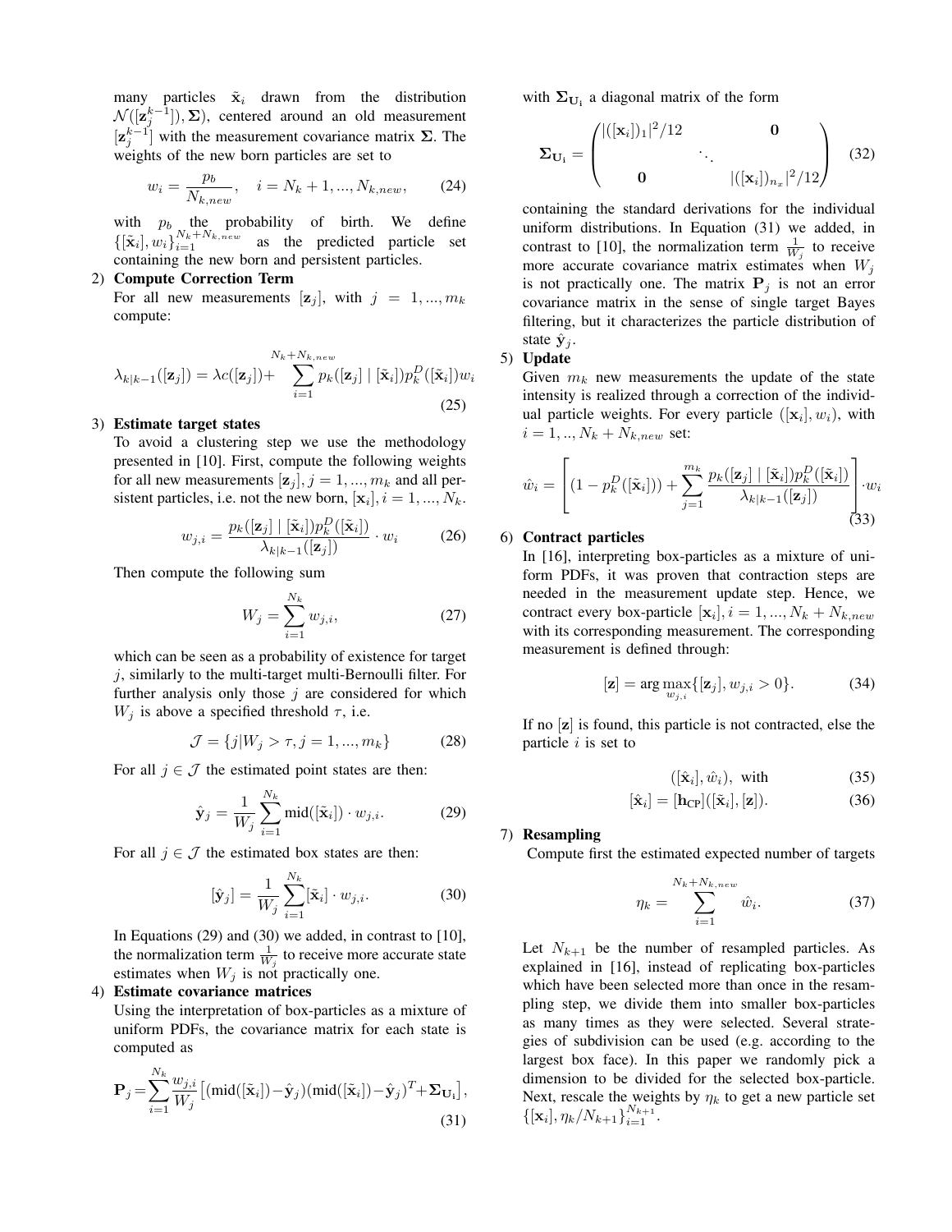many particles $\tilde{\mathbf{x}}_i$ drawn from the distribution $\mathcal{N}([\mathbf{z}_j^{k-1}]), \mathbf{\Sigma})$, centered around an old measurement $[\mathbf{z}_j^{k-1}]$ with the measurement covariance matrix $\mathbf{\Sigma}$. The weights of the new born particles are set to

$$w_i = \frac{p_b}{N_{k,new}}, \quad i = N_k + 1, ..., N_{k,new}, \tag{24}$$

with $p_b$ the probability of birth. We define $\{[\tilde{\mathbf{x}}_i], w_i\}_{i=1}^{N_k+N_{k,new}}$ as the predicted particle set containing the new born and persistent particles.

2) **Compute Correction Term**
For all new measurements $[\mathbf{z}_j]$, with $j = 1, ..., m_k$ compute:

$$\lambda_{k|k-1}([\mathbf{z}_j]) = \lambda c([\mathbf{z}_j]) + \sum_{i=1}^{N_k+N_{k,new}} p_k([\mathbf{z}_j] \mid [\tilde{\mathbf{x}}_i]) p_k^D([\tilde{\mathbf{x}}_i]) w_i \tag{25}$$

3) **Estimate target states**
To avoid a clustering step we use the methodology presented in [10]. First, compute the following weights for all new measurements $[\mathbf{z}_j], j = 1, ..., m_k$ and all persistent particles, i.e. not the new born, $[\mathbf{x}_i], i = 1, ..., N_k$.

$$w_{j,i} = \frac{p_k([\mathbf{z}_j] \mid [\tilde{\mathbf{x}}_i]) p_k^D([\tilde{\mathbf{x}}_i])}{\lambda_{k|k-1}([\mathbf{z}_j])} \cdot w_i \tag{26}$$

Then compute the following sum

$$W_j = \sum_{i=1}^{N_k} w_{j,i}, \tag{27}$$

which can be seen as a probability of existence for target $j$, similarly to the multi-target multi-Bernoulli filter. For further analysis only those $j$ are considered for which $W_j$ is above a specified threshold $\tau$, i.e.

$$\mathcal{J} = \{j | W_j > \tau, j = 1, ..., m_k\} \tag{28}$$

For all $j \in \mathcal{J}$ the estimated point states are then:

$$\hat{\mathbf{y}}_j = \frac{1}{W_j} \sum_{i=1}^{N_k} \text{mid}([\tilde{\mathbf{x}}_i]) \cdot w_{j,i}. \tag{29}$$

For all $j \in \mathcal{J}$ the estimated box states are then:

$$[\hat{\mathbf{y}}_j] = \frac{1}{W_j} \sum_{i=1}^{N_k} [\tilde{\mathbf{x}}_i] \cdot w_{j,i}. \tag{30}$$

In Equations (29) and (30) we added, in contrast to [10], the normalization term $\frac{1}{W_j}$ to receive more accurate state estimates when $W_j$ is not practically one.

4) **Estimate covariance matrices**
Using the interpretation of box-particles as a mixture of uniform PDFs, the covariance matrix for each state is computed as

$$\mathbf{P}_j = \sum_{i=1}^{N_k} \frac{w_{j,i}}{W_j} \left[ (\text{mid}([\tilde{\mathbf{x}}_i]) - \hat{\mathbf{y}}_j)(\text{mid}([\tilde{\mathbf{x}}_i]) - \hat{\mathbf{y}}_j)^T + \mathbf{\Sigma}_{\mathbf{U_i}} \right], \tag{31}$$

with $\mathbf{\Sigma}_{\mathbf{U_i}}$ a diagonal matrix of the form

$$\mathbf{\Sigma}_{\mathbf{U_i}} = \begin{pmatrix} |([\mathbf{x}_i])_1|^2/12 & & \mathbf{0} \\ & \ddots & \\ \mathbf{0} & & |([\mathbf{x}_i])_{n_x}|^2/12 \end{pmatrix} \tag{32}$$

containing the standard derivations for the individual uniform distributions. In Equation (31) we added, in contrast to [10], the normalization term $\frac{1}{W_j}$ to receive more accurate covariance matrix estimates when $W_j$ is not practically one. The matrix $\mathbf{P}_j$ is not an error covariance matrix in the sense of single target Bayes filtering, but it characterizes the particle distribution of state $\hat{\mathbf{y}}_j$.

5) **Update**
Given $m_k$ new measurements the update of the state intensity is realized through a correction of the individual particle weights. For every particle $([\mathbf{x}_i], w_i)$, with $i = 1, .., N_k + N_{k,new}$ set:

$$\hat{w}_i = \left[ (1 - p_k^D([\tilde{\mathbf{x}}_i])) + \sum_{j=1}^{m_k} \frac{p_k([\mathbf{z}_j] \mid [\tilde{\mathbf{x}}_i]) p_k^D([\tilde{\mathbf{x}}_i])}{\lambda_{k|k-1}([\mathbf{z}_j])} \right] \cdot w_i \tag{33}$$

6) **Contract particles**
In [16], interpreting box-particles as a mixture of uniform PDFs, it was proven that contraction steps are needed in the measurement update step. Hence, we contract every box-particle $[\mathbf{x}_i], i = 1, ..., N_k + N_{k,new}$ with its corresponding measurement. The corresponding measurement is defined through:

$$[\mathbf{z}] = \arg\max_{w_{j,i}} \{[\mathbf{z}_j], w_{j,i} > 0\}. \tag{34}$$

If no $[\mathbf{z}]$ is found, this particle is not contracted, else the particle $i$ is set to

$$([\hat{\mathbf{x}}_i], \hat{w}_i), \text{ with} \tag{35}$$

$$[\hat{\mathbf{x}}_i] = [\mathbf{h}_{\text{CP}}]([\tilde{\mathbf{x}}_i], [\mathbf{z}]). \tag{36}$$

7) **Resampling**
Compute first the estimated expected number of targets

$$\eta_k = \sum_{i=1}^{N_k+N_{k,new}} \hat{w}_i. \tag{37}$$

Let $N_{k+1}$ be the number of resampled particles. As explained in [16], instead of replicating box-particles which have been selected more than once in the resampling step, we divide them into smaller box-particles as many times as they were selected. Several strategies of subdivision can be used (e.g. according to the largest box face). In this paper we randomly pick a dimension to be divided for the selected box-particle. Next, rescale the weights by $\eta_k$ to get a new particle set $\{[\mathbf{x}_i], \eta_k/N_{k+1}\}_{i=1}^{N_{k+1}}$.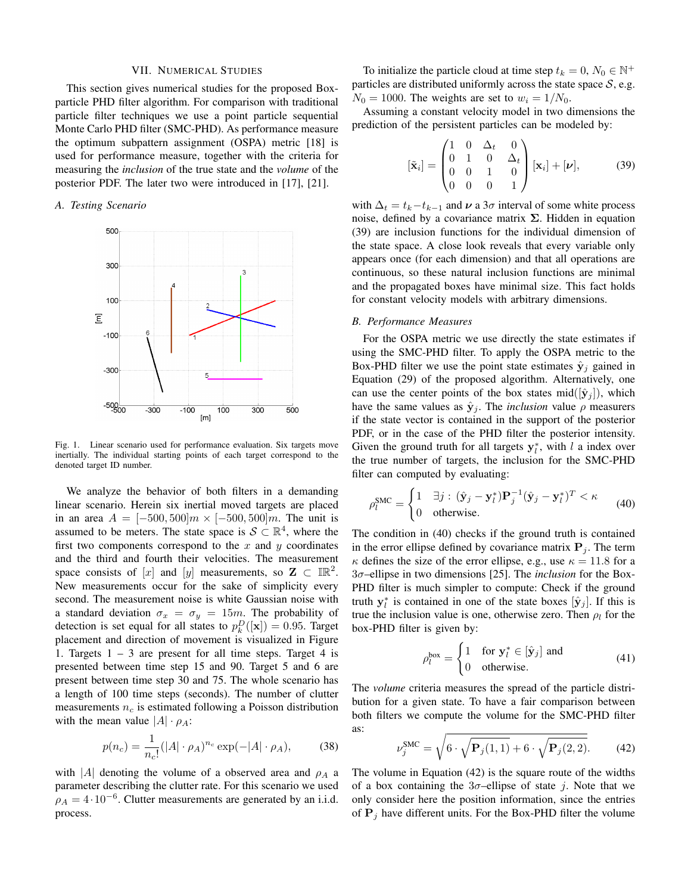## VII. Numerical Studies

This section gives numerical studies for the proposed Box-particle PHD filter algorithm. For comparison with traditional particle filter techniques we use a point particle sequential Monte Carlo PHD filter (SMC-PHD). As performance measure the optimum subpattern assignment (OSPA) metric [18] is used for performance measure, together with the criteria for measuring the *inclusion* of the true state and the *volume* of the posterior PDF. The later two were introduced in [17], [21].

### A. Testing Scenario

Fig. 1. Linear scenario used for performance evaluation. Six targets move inertially. The individual starting points of each target correspond to the denoted target ID number.

We analyze the behavior of both filters in a demanding linear scenario. Herein six inertial moved targets are placed in an area $A = [-500, 500]m \times [-500, 500]m$. The unit is assumed to be meters. The state space is $\mathcal{S} \subset \mathbb{R}^4$, where the first two components correspond to the $x$ and $y$ coordinates and the third and fourth their velocities. The measurement space consists of $[x]$ and $[y]$ measurements, so $\mathbf{Z} \subset \mathbb{IR}^2$. New measurements occur for the sake of simplicity every second. The measurement noise is white Gaussian noise with a standard deviation $\sigma_x = \sigma_y = 15m$. The probability of detection is set equal for all states to $p_k^D([\mathbf{x}]) = 0.95$. Target placement and direction of movement is visualized in Figure 1. Targets 1 – 3 are present for all time steps. Target 4 is presented between time step 15 and 90. Target 5 and 6 are present between time step 30 and 75. The whole scenario has a length of 100 time steps (seconds). The number of clutter measurements $n_c$ is estimated following a Poisson distribution with the mean value $|A| \cdot \rho_A$:

$$p(n_c) = \frac{1}{n_c!}(|A| \cdot \rho_A)^{n_c} \exp(-|A| \cdot \rho_A), \tag{38}$$

with $|A|$ denoting the volume of a observed area and $\rho_A$ a parameter describing the clutter rate. For this scenario we used $\rho_A = 4 \cdot 10^{-6}$. Clutter measurements are generated by an i.i.d. process.

To initialize the particle cloud at time step $t_k = 0$, $N_0 \in \mathbb{N}^+$ particles are distributed uniformly across the state space $\mathcal{S}$, e.g. $N_0 = 1000$. The weights are set to $w_i = 1/N_0$.

Assuming a constant velocity model in two dimensions the prediction of the persistent particles can be modeled by:

$$[\tilde{\mathbf{x}}_i] = \begin{pmatrix} 1 & 0 & \Delta_t & 0 \\ 0 & 1 & 0 & \Delta_t \\ 0 & 0 & 1 & 0 \\ 0 & 0 & 0 & 1 \end{pmatrix} [\mathbf{x}_i] + [\boldsymbol{\nu}], \tag{39}$$

with $\Delta_t = t_k - t_{k-1}$ and $\boldsymbol{\nu}$ a $3\sigma$ interval of some white process noise, defined by a covariance matrix $\mathbf{\Sigma}$. Hidden in equation (39) are inclusion functions for the individual dimension of the state space. A close look reveals that every variable only appears once (for each dimension) and that all operations are continuous, so these natural inclusion functions are minimal and the propagated boxes have minimal size. This fact holds for constant velocity models with arbitrary dimensions.

### B. Performance Measures

For the OSPA metric we use directly the state estimates if using the SMC-PHD filter. To apply the OSPA metric to the Box-PHD filter we use the point state estimates $\hat{\mathbf{y}}_j$ gained in Equation (29) of the proposed algorithm. Alternatively, one can use the center points of the box states $\mathrm{mid}([\hat{\mathbf{y}}_j])$, which have the same values as $\hat{\mathbf{y}}_j$. The *inclusion* value $\rho$ measurers if the state vector is contained in the support of the posterior PDF, or in the case of the PHD filter the posterior intensity. Given the ground truth for all targets $\mathbf{y}_l^*$, with $l$ a index over the true number of targets, the inclusion for the SMC-PHD filter can computed by evaluating:

$$\rho_l^{\mathrm{SMC}} = \begin{cases} 1 & \exists j : (\hat{\mathbf{y}}_j - \mathbf{y}_l^*)\mathbf{P}_j^{-1}(\hat{\mathbf{y}}_j - \mathbf{y}_l^*)^T < \kappa \\ 0 & \text{otherwise.} \end{cases} \tag{40}$$

The condition in (40) checks if the ground truth is contained in the error ellipse defined by covariance matrix $\mathbf{P}_j$. The term $\kappa$ defines the size of the error ellipse, e.g., use $\kappa = 11.8$ for a $3\sigma$–ellipse in two dimensions [25]. The *inclusion* for the Box-PHD filter is much simpler to compute: Check if the ground truth $\mathbf{y}_l^*$ is contained in one of the state boxes $[\hat{\mathbf{y}}_j]$. If this is true the inclusion value is one, otherwise zero. Then $\rho_l$ for the box-PHD filter is given by:

$$\rho_l^{\mathrm{box}} = \begin{cases} 1 & \text{for } \mathbf{y}_l^* \in [\hat{\mathbf{y}}_j] \text{ and} \\ 0 & \text{otherwise.} \end{cases} \tag{41}$$

The *volume* criteria measures the spread of the particle distribution for a given state. To have a fair comparison between both filters we compute the volume for the SMC-PHD filter as:

$$\nu_j^{\mathrm{SMC}} = \sqrt{6 \cdot \sqrt{\mathbf{P}_j(1,1)} + 6 \cdot \sqrt{\mathbf{P}_j(2,2)}}. \tag{42}$$

The volume in Equation (42) is the square route of the widths of a box containing the $3\sigma$–ellipse of state $j$. Note that we only consider here the position information, since the entries of $\mathbf{P}_j$ have different units. For the Box-PHD filter the volume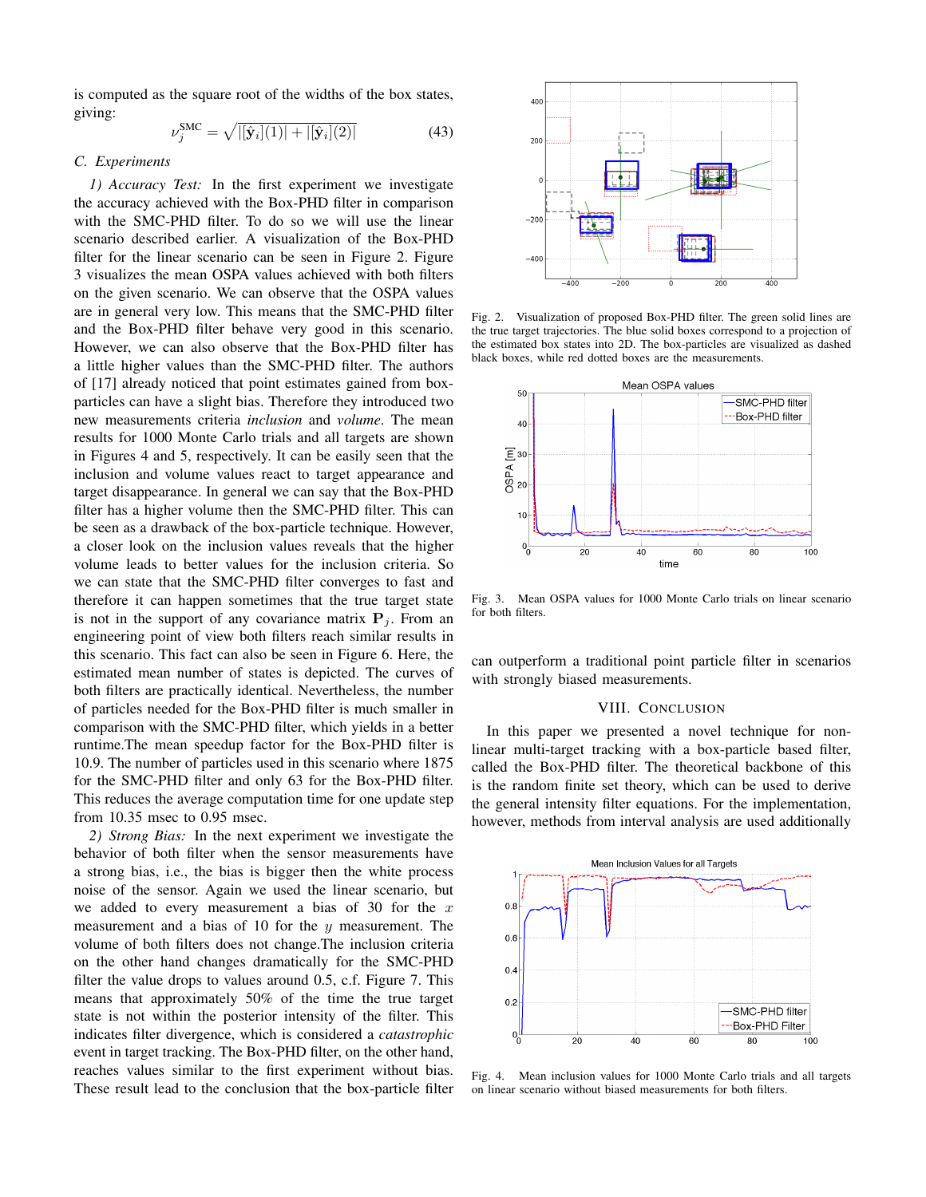is computed as the square root of the widths of the box states, giving:

$$\nu_j^{\text{SMC}} = \sqrt{|[\hat{\mathbf{y}}_i](1)| + |[\hat{\mathbf{y}}_i](2)|} \tag{43}$$

### C. Experiments

*1) Accuracy Test:* In the first experiment we investigate the accuracy achieved with the Box-PHD filter in comparison with the SMC-PHD filter. To do so we will use the linear scenario described earlier. A visualization of the Box-PHD filter for the linear scenario can be seen in Figure 2. Figure 3 visualizes the mean OSPA values achieved with both filters on the given scenario. We can observe that the OSPA values are in general very low. This means that the SMC-PHD filter and the Box-PHD filter behave very good in this scenario. However, we can also observe that the Box-PHD filter has a little higher values than the SMC-PHD filter. The authors of [17] already noticed that point estimates gained from box-particles can have a slight bias. Therefore they introduced two new measurements criteria *inclusion* and *volume*. The mean results for 1000 Monte Carlo trials and all targets are shown in Figures 4 and 5, respectively. It can be easily seen that the inclusion and volume values react to target appearance and target disappearance. In general we can say that the Box-PHD filter has a higher volume then the SMC-PHD filter. This can be seen as a drawback of the box-particle technique. However, a closer look on the inclusion values reveals that the higher volume leads to better values for the inclusion criteria. So we can state that the SMC-PHD filter converges to fast and therefore it can happen sometimes that the true target state is not in the support of any covariance matrix $\mathbf{P}_j$. From an engineering point of view both filters reach similar results in this scenario. This fact can also be seen in Figure 6. Here, the estimated mean number of states is depicted. The curves of both filters are practically identical. Nevertheless, the number of particles needed for the Box-PHD filter is much smaller in comparison with the SMC-PHD filter, which yields in a better runtime.The mean speedup factor for the Box-PHD filter is 10.9. The number of particles used in this scenario where 1875 for the SMC-PHD filter and only 63 for the Box-PHD filter. This reduces the average computation time for one update step from 10.35 msec to 0.95 msec.

*2) Strong Bias:* In the next experiment we investigate the behavior of both filter when the sensor measurements have a strong bias, i.e., the bias is bigger then the white process noise of the sensor. Again we used the linear scenario, but we added to every measurement a bias of 30 for the $x$ measurement and a bias of 10 for the $y$ measurement. The volume of both filters does not change.The inclusion criteria on the other hand changes dramatically for the SMC-PHD filter the value drops to values around 0.5, c.f. Figure 7. This means that approximately 50% of the time the true target state is not within the posterior intensity of the filter. This indicates filter divergence, which is considered a *catastrophic* event in target tracking. The Box-PHD filter, on the other hand, reaches values similar to the first experiment without bias. These result lead to the conclusion that the box-particle filter can outperform a traditional point particle filter in scenarios with strongly biased measurements.

Fig. 2. Visualization of proposed Box-PHD filter. The green solid lines are the true target trajectories. The blue solid boxes correspond to a projection of the estimated box states into 2D. The box-particles are visualized as dashed black boxes, while red dotted boxes are the measurements.

Fig. 3. Mean OSPA values for 1000 Monte Carlo trials on linear scenario for both filters.

## VIII. Conclusion

In this paper we presented a novel technique for non-linear multi-target tracking with a box-particle based filter, called the Box-PHD filter. The theoretical backbone of this is the random finite set theory, which can be used to derive the general intensity filter equations. For the implementation, however, methods from interval analysis are used additionally

Fig. 4. Mean inclusion values for 1000 Monte Carlo trials and all targets on linear scenario without biased measurements for both filters.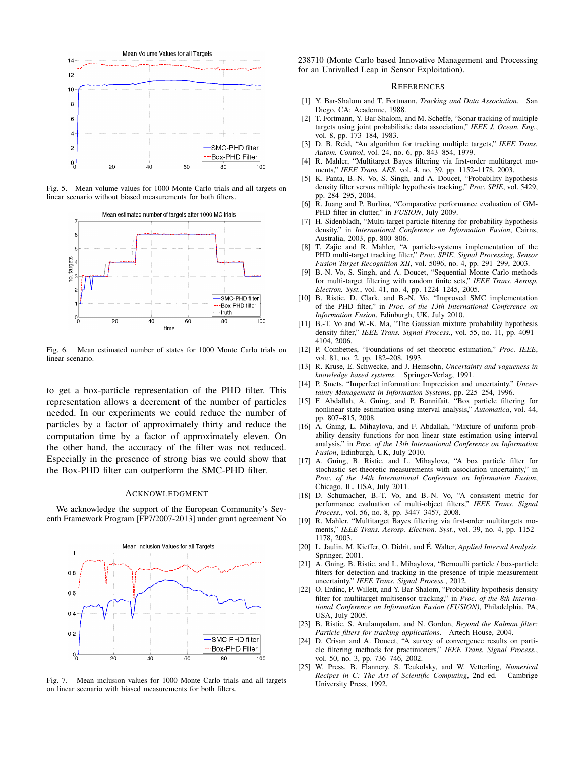Mean Volume Values for all Targets

14
12
10
8
6
4
2
0

0 20 40 60 80 100

SMC-PHD filter
Box-PHD Filter

Fig. 5. Mean volume values for 1000 Monte Carlo trials and all targets on linear scenario without biased measurements for both filters.

Mean estimated number of targets after 1000 MC trials

no. targets

7
6
5
4
3
2
1
0

0 20 40 60 80 100

time

SMC-PHD filter
Box-PHD filter
truth

Fig. 6. Mean estimated number of states for 1000 Monte Carlo trials on linear scenario.

to get a box-particle representation of the PHD filter. This representation allows a decrement of the number of particles needed. In our experiments we could reduce the number of particles by a factor of approximately thirty and reduce the computation time by a factor of approximately eleven. On the other hand, the accuracy of the filter was not reduced. Especially in the presence of strong bias we could show that the Box-PHD filter can outperform the SMC-PHD filter.

## Acknowledgment

We acknowledge the support of the European Community's Seventh Framework Program [FP7/2007-2013] under grant agreement No 238710 (Monte Carlo based Innovative Management and Processing for an Unrivalled Leap in Sensor Exploitation).

Mean Inclusion Values for all Targets

1
0.8
0.6
0.4
0.2
0

0 20 40 60 80 100

SMC-PHD filter
Box-PHD Filter

Fig. 7. Mean inclusion values for 1000 Monte Carlo trials and all targets on linear scenario with biased measurements for both filters.

## References

[1] Y. Bar-Shalom and T. Fortmann, *Tracking and Data Association*. San Diego, CA: Academic, 1988.

[2] T. Fortmann, Y. Bar-Shalom, and M. Scheffe, "Sonar tracking of multiple targets using joint probabilistic data association," *IEEE J. Ocean. Eng.*, vol. 8, pp. 173–184, 1983.

[3] D. B. Reid, "An algorithm for tracking multiple targets," *IEEE Trans. Autom. Control*, vol. 24, no. 6, pp. 843–854, 1979.

[4] R. Mahler, "Multitarget Bayes filtering via first-order multitarget moments," *IEEE Trans. AES*, vol. 4, no. 39, pp. 1152–1178, 2003.

[5] K. Panta, B.-N. Vo, S. Singh, and A. Doucet, "Probability hypothesis density filter versus miltiple hypothesis tracking," *Proc. SPIE*, vol. 5429, pp. 284–295, 2004.

[6] R. Juang and P. Burlina, "Comparative performance evaluation of GM-PHD filter in clutter," in *FUSION*, July 2009.

[7] H. Sidenbladh, "Multi-target particle filtering for probability hypothesis density," in *International Conference on Information Fusion*, Cairns, Australia, 2003, pp. 800–806.

[8] T. Zajic and R. Mahler, "A particle-systems implementation of the PHD multi-target tracking filter," *Proc. SPIE, Signal Processing, Sensor Fusion Target Recognition XII*, vol. 5096, no. 4, pp. 291–299, 2003.

[9] B.-N. Vo, S. Singh, and A. Doucet, "Sequential Monte Carlo methods for multi-target filtering with random finite sets," *IEEE Trans. Aerosp. Electron. Syst.*, vol. 41, no. 4, pp. 1224–1245, 2005.

[10] B. Ristic, D. Clark, and B.-N. Vo, "Improved SMC implementation of the PHD filter," in *Proc. of the 13th International Conference on Information Fusion*, Edinburgh, UK, July 2010.

[11] B.-T. Vo and W.-K. Ma, "The Gaussian mixture probability hypothesis density filter," *IEEE Trans. Signal Process.*, vol. 55, no. 11, pp. 4091–4104, 2006.

[12] P. Combettes, "Foundations of set theoretic estimation," *Proc. IEEE*, vol. 81, no. 2, pp. 182–208, 1993.

[13] R. Kruse, E. Schwecke, and J. Heinsohn, *Uncertainty and vagueness in knowledge based systems*. Springer-Verlag, 1991.

[14] P. Smets, "Imperfect information: Imprecision and uncertainty," *Uncertainty Management in Information Systems*, pp. 225–254, 1996.

[15] F. Abdallah, A. Gning, and P. Bonnifait, "Box particle filtering for nonlinear state estimation using interval analysis," *Automatica*, vol. 44, pp. 807–815, 2008.

[16] A. Gning, L. Mihaylova, and F. Abdallah, "Mixture of uniform probability density functions for non linear state estimation using interval analysis," in *Proc. of the 13th International Conference on Information Fusion*, Edinburgh, UK, July 2010.

[17] A. Gning, B. Ristic, and L. Mihaylova, "A box particle filter for stochastic set-theoretic measurements with association uncertainty," in *Proc. of the 14th International Conference on Information Fusion*, Chicago, IL, USA, July 2011.

[18] D. Schumacher, B.-T. Vo, and B.-N. Vo, "A consistent metric for performance evaluation of multi-object filters," *IEEE Trans. Signal Process.*, vol. 56, no. 8, pp. 3447–3457, 2008.

[19] R. Mahler, "Multitarget Bayes filtering via first-order multitargets moments," *IEEE Trans. Aerosp. Electron. Syst.*, vol. 39, no. 4, pp. 1152–1178, 2003.

[20] L. Jaulin, M. Kieffer, O. Didrit, and É. Walter, *Applied Interval Analysis*. Springer, 2001.

[21] A. Gning, B. Ristic, and L. Mihaylova, "Bernoulli particle / box-particle filters for detection and tracking in the presence of triple measurement uncertainty," *IEEE Trans. Signal Process.*, 2012.

[22] O. Erdinc, P. Willett, and Y. Bar-Shalom, "Probability hypothesis density filter for multitarget multisensor tracking," in *Proc. of the 8th International Conference on Information Fusion (FUSION)*, Philadelphia, PA, USA, July 2005.

[23] B. Ristic, S. Arulampalam, and N. Gordon, *Beyond the Kalman filter: Particle filters for tracking applications*. Artech House, 2004.

[24] D. Crisan and A. Doucet, "A survey of convergence results on particle filtering methods for practinioners," *IEEE Trans. Signal Process.*, vol. 50, no. 3, pp. 736–746, 2002.

[25] W. Press, B. Flannery, S. Teukolsky, and W. Vetterling, *Numerical Recipes in C: The Art of Scientific Computing*, 2nd ed. Cambrige University Press, 1992.